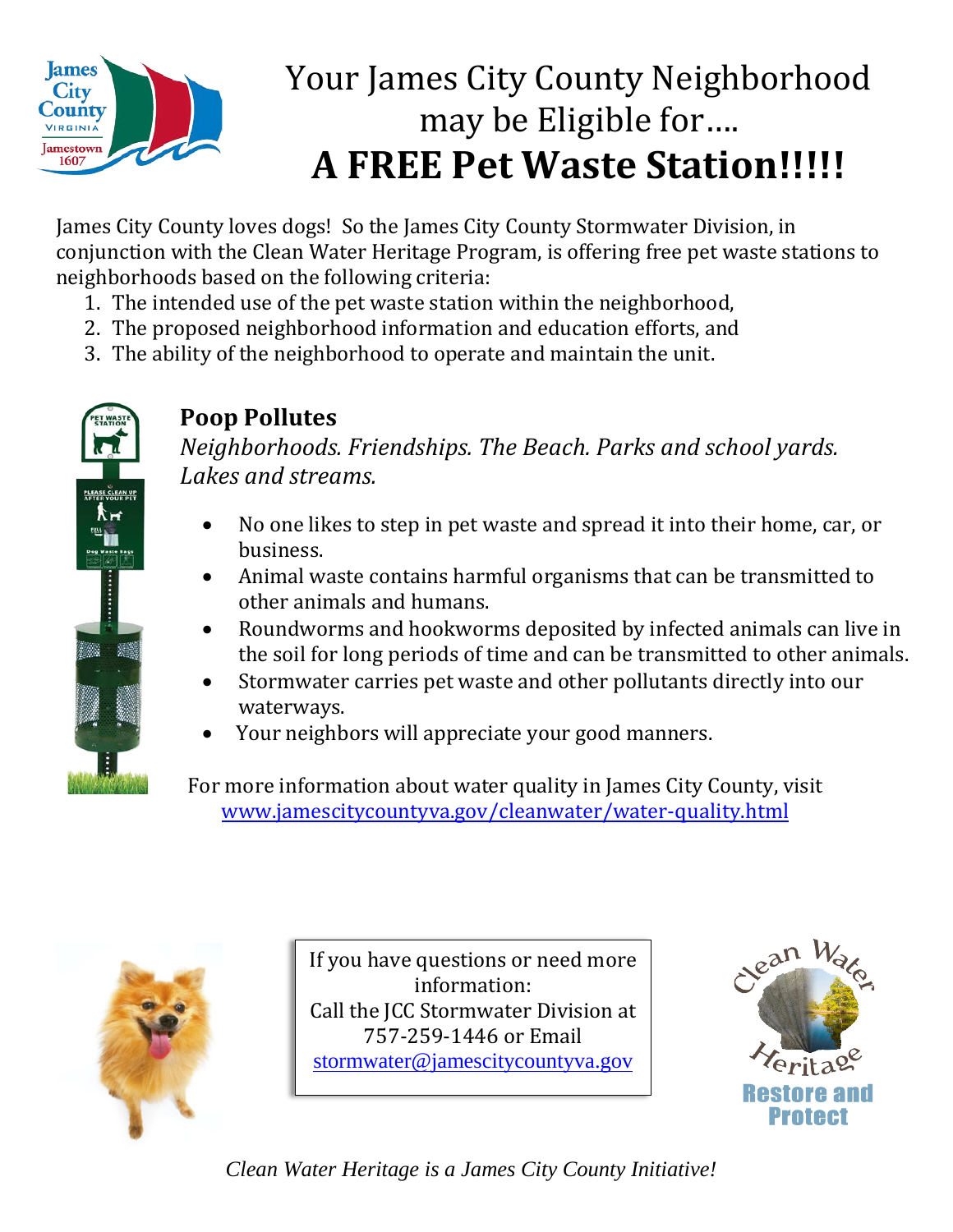# Your James City County Neighborhood may be Eligible for….

# A FREE Pet Waste Station!!!!!

James City County loves dogs! So the James City County Stormwater Division, in conjunction with the Clean Water Heritage Program, is offering free pet waste stations to neighborhoods based on the following criteria:

1. The intended use of the pet waste station within the neighborhood,
2. The proposed neighborhood information and education efforts, and
3. The ability of the neighborhood to operate and maintain the unit.

## Poop Pollutes

*Neighborhoods. Friendships. The Beach. Parks and school yards. Lakes and streams.*

- No one likes to step in pet waste and spread it into their home, car, or business.
- Animal waste contains harmful organisms that can be transmitted to other animals and humans.
- Roundworms and hookworms deposited by infected animals can live in the soil for long periods of time and can be transmitted to other animals.
- Stormwater carries pet waste and other pollutants directly into our waterways.
- Your neighbors will appreciate your good manners.

For more information about water quality in James City County, visit www.jamescitycountyva.gov/cleanwater/water-quality.html

If you have questions or need more information:
Call the JCC Stormwater Division at 757-259-1446 or Email stormwater@jamescitycountyva.gov

Clean Water Heritage
Restore and Protect

*Clean Water Heritage is a James City County Initiative!*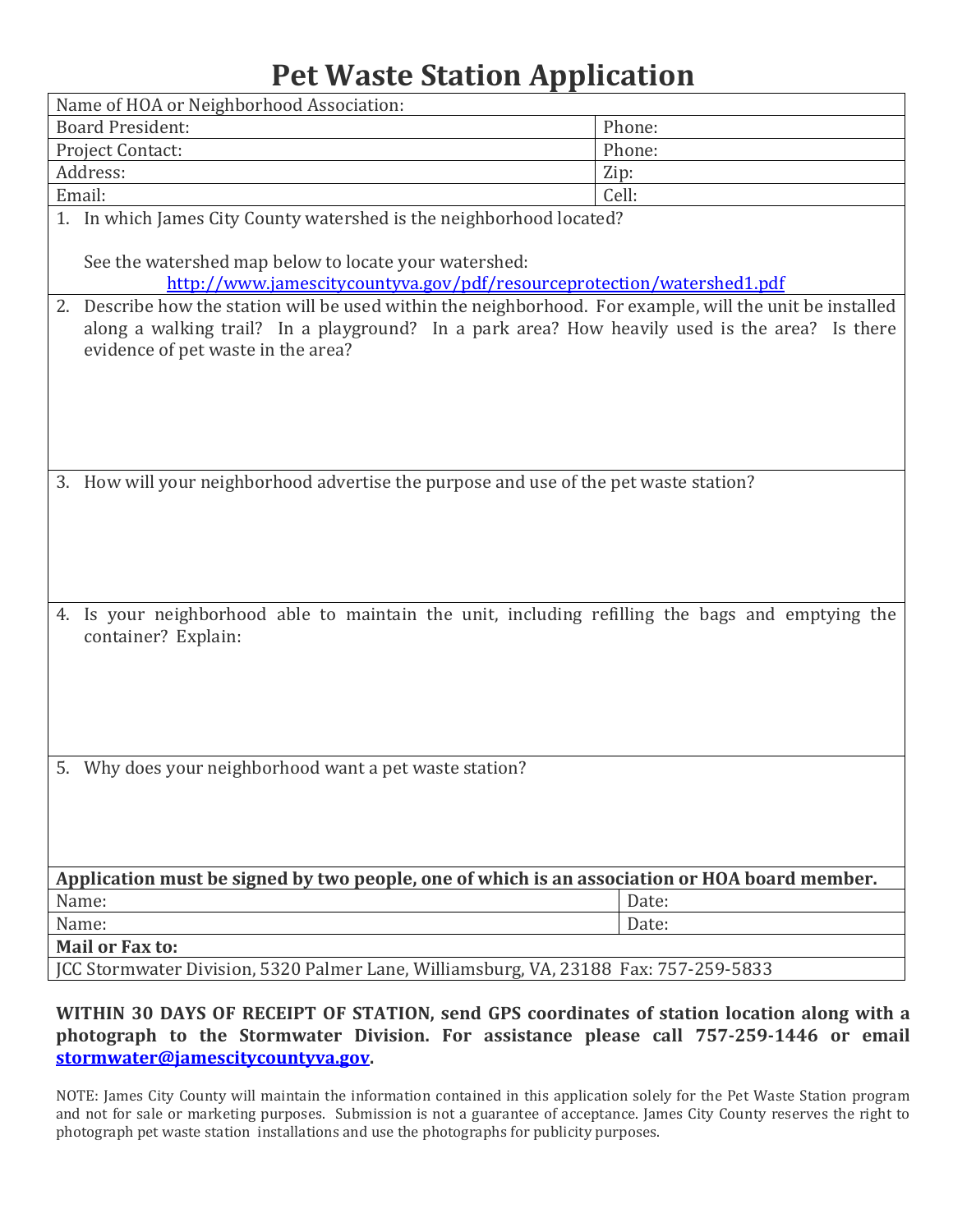# Pet Waste Station Application

| | |
|---|---|
| Name of HOA or Neighborhood Association: | |
| Board President: | Phone: |
| Project Contact: | Phone: |
| Address: | Zip: |
| Email: | Cell: |

1. In which James City County watershed is the neighborhood located?

   See the watershed map below to locate your watershed:
   http://www.jamescitycountyva.gov/pdf/resourceprotection/watershed1.pdf

2. Describe how the station will be used within the neighborhood. For example, will the unit be installed along a walking trail? In a playground? In a park area? How heavily used is the area? Is there evidence of pet waste in the area?

3. How will your neighborhood advertise the purpose and use of the pet waste station?

4. Is your neighborhood able to maintain the unit, including refilling the bags and emptying the container? Explain:

5. Why does your neighborhood want a pet waste station?

**Application must be signed by two people, one of which is an association or HOA board member.**

| | |
|---|---|
| Name: | Date: |
| Name: | Date: |

**Mail or Fax to:**

JCC Stormwater Division, 5320 Palmer Lane, Williamsburg, VA, 23188 Fax: 757-259-5833

**WITHIN 30 DAYS OF RECEIPT OF STATION, send GPS coordinates of station location along with a photograph to the Stormwater Division. For assistance please call 757-259-1446 or email stormwater@jamescitycountyva.gov.**

NOTE: James City County will maintain the information contained in this application solely for the Pet Waste Station program and not for sale or marketing purposes. Submission is not a guarantee of acceptance. James City County reserves the right to photograph pet waste station installations and use the photographs for publicity purposes.